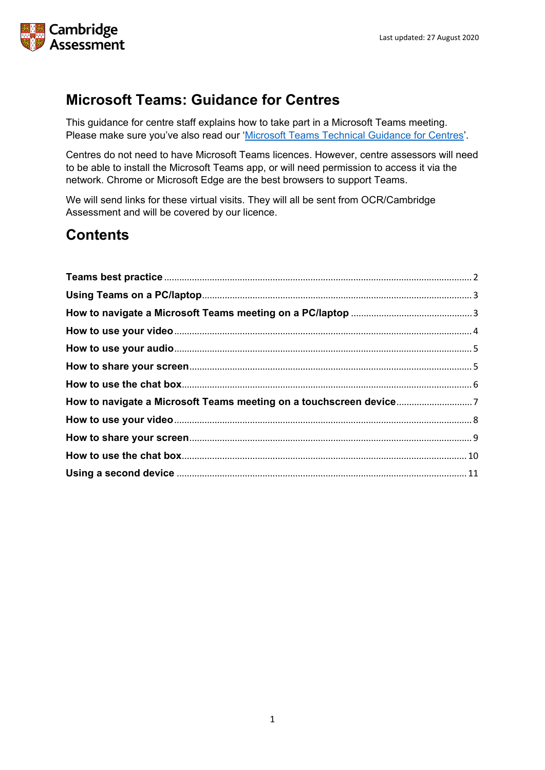# Microsoft Teams: Guidance for Centres

This guidance for centre staff explains how to take part in a Microsoft Teams meeting. Please make sure you've also read our '[Microsoft Teams Technical Guidance for Centres](#)'.

Centres do not need to have Microsoft Teams licences. However, centre assessors will need to be able to install the Microsoft Teams app, or will need permission to access it via the network. Chrome or Microsoft Edge are the best browsers to support Teams.

We will send links for these virtual visits. They will all be sent from OCR/Cambridge Assessment and will be covered by our licence.

## Contents

**Teams best practice** .......... 2
**Using Teams on a PC/laptop** .......... 3
**How to navigate a Microsoft Teams meeting on a PC/laptop** .......... 3
**How to use your video** .......... 4
**How to use your audio** .......... 5
**How to share your screen** .......... 5
**How to use the chat box** .......... 6
**How to navigate a Microsoft Teams meeting on a touchscreen device** .......... 7
**How to use your video** .......... 8
**How to share your screen** .......... 9
**How to use the chat box** .......... 10
**Using a second device** .......... 11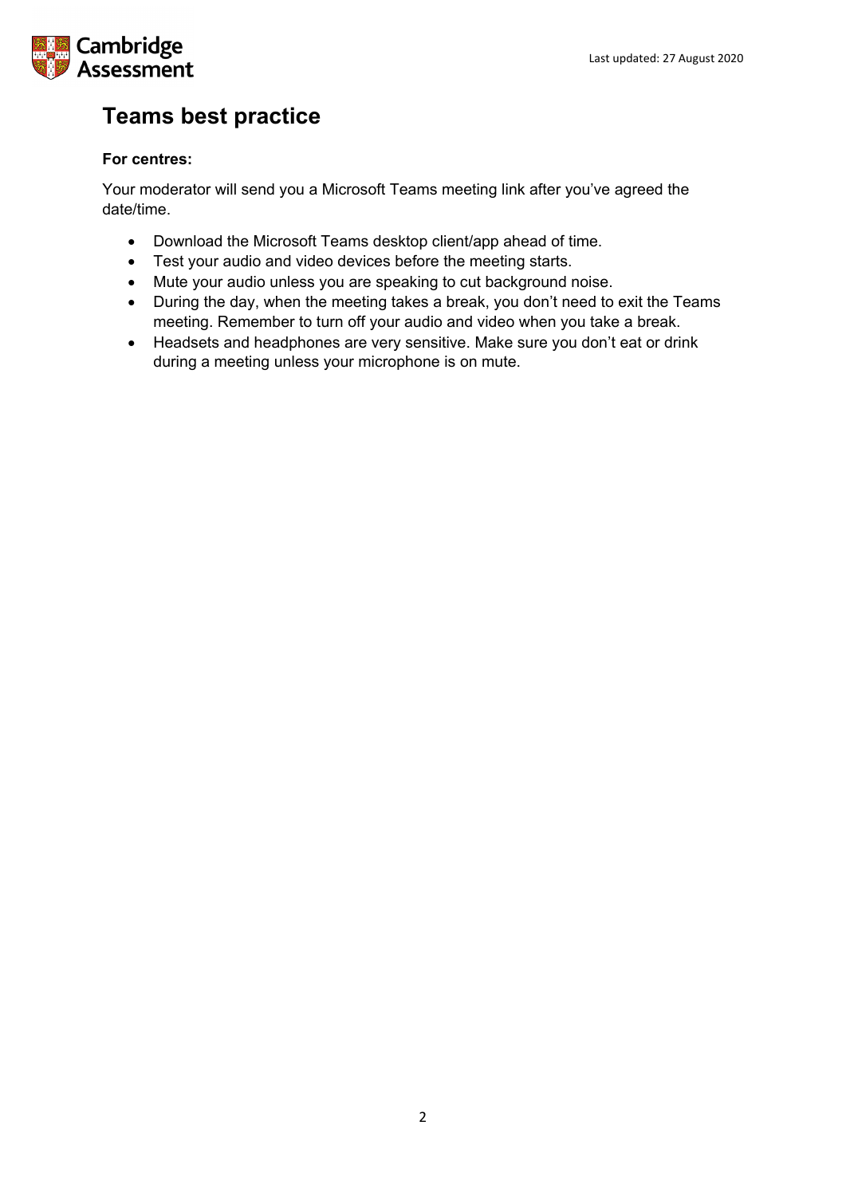# Teams best practice

**For centres:**

Your moderator will send you a Microsoft Teams meeting link after you've agreed the date/time.

- Download the Microsoft Teams desktop client/app ahead of time.
- Test your audio and video devices before the meeting starts.
- Mute your audio unless you are speaking to cut background noise.
- During the day, when the meeting takes a break, you don't need to exit the Teams meeting. Remember to turn off your audio and video when you take a break.
- Headsets and headphones are very sensitive. Make sure you don't eat or drink during a meeting unless your microphone is on mute.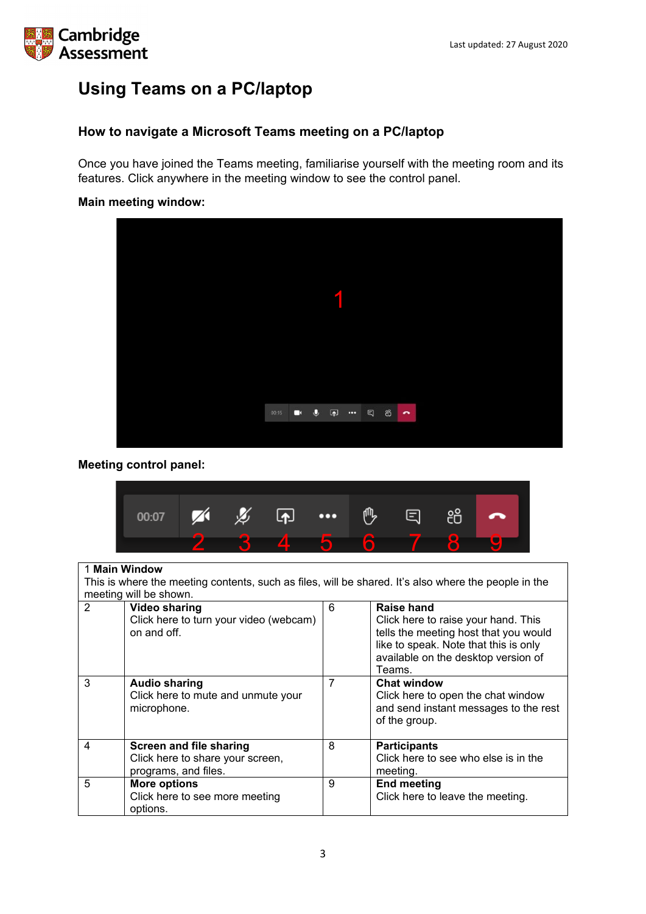# Using Teams on a PC/laptop

## How to navigate a Microsoft Teams meeting on a PC/laptop

Once you have joined the Teams meeting, familiarise yourself with the meeting room and its features. Click anywhere in the meeting window to see the control panel.

**Main meeting window:**

**Meeting control panel:**

| 1 **Main Window**<br>This is where the meeting contents, such as files, will be shared. It's also where the people in the meeting will be shown. | | | |
|---|---|---|---|
| 2 | **Video sharing**<br>Click here to turn your video (webcam) on and off. | 6 | **Raise hand**<br>Click here to raise your hand. This tells the meeting host that you would like to speak. Note that this is only available on the desktop version of Teams. |
| 3 | **Audio sharing**<br>Click here to mute and unmute your microphone. | 7 | **Chat window**<br>Click here to open the chat window and send instant messages to the rest of the group. |
| 4 | **Screen and file sharing**<br>Click here to share your screen, programs, and files. | 8 | **Participants**<br>Click here to see who else is in the meeting. |
| 5 | **More options**<br>Click here to see more meeting options. | 9 | **End meeting**<br>Click here to leave the meeting. |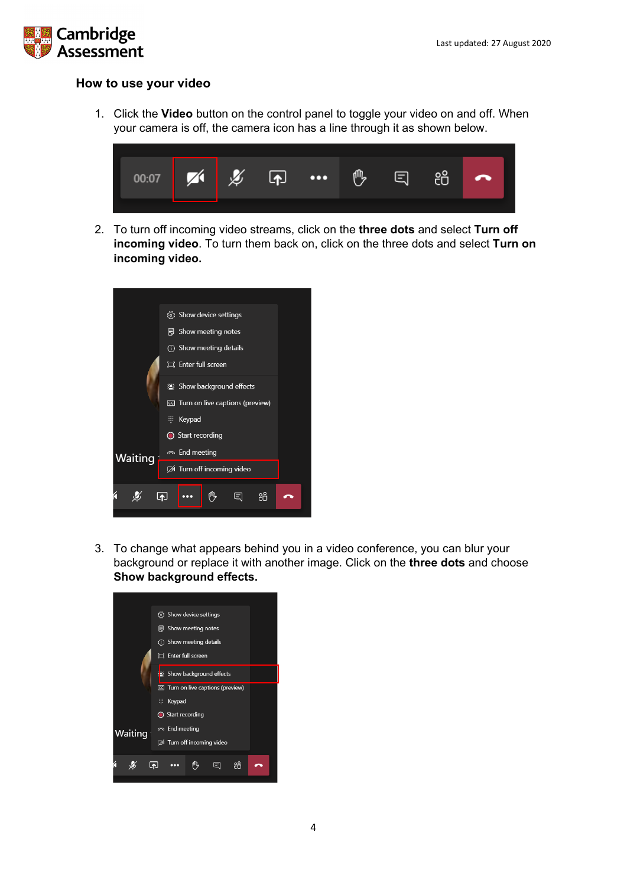## How to use your video

1. Click the **Video** button on the control panel to toggle your video on and off. When your camera is off, the camera icon has a line through it as shown below.

2. To turn off incoming video streams, click on the **three dots** and select **Turn off incoming video**. To turn them back on, click on the three dots and select **Turn on incoming video.**

3. To change what appears behind you in a video conference, you can blur your background or replace it with another image. Click on the **three dots** and choose **Show background effects.**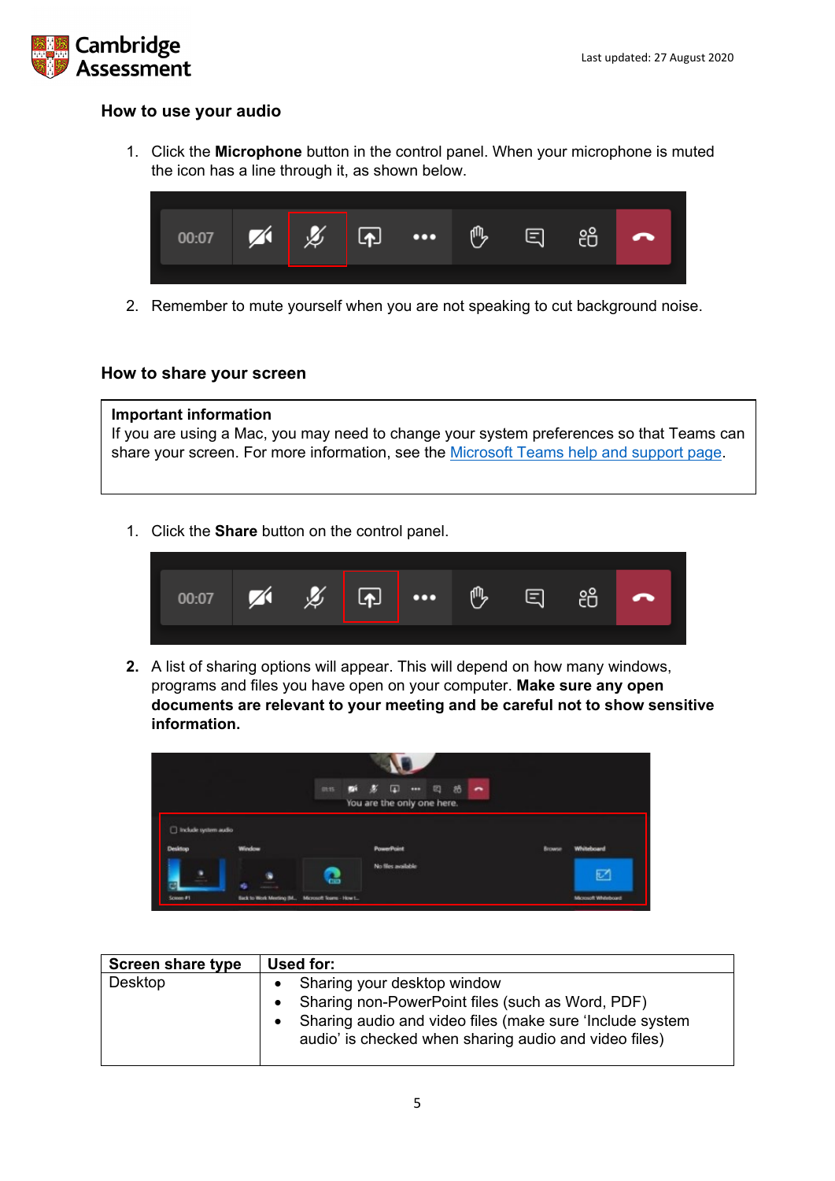## How to use your audio

1. Click the **Microphone** button in the control panel. When your microphone is muted the icon has a line through it, as shown below.

2. Remember to mute yourself when you are not speaking to cut background noise.

## How to share your screen

**Important information**
If you are using a Mac, you may need to change your system preferences so that Teams can share your screen. For more information, see the Microsoft Teams help and support page.

1. Click the **Share** button on the control panel.

2. A list of sharing options will appear. This will depend on how many windows, programs and files you have open on your computer. **Make sure any open documents are relevant to your meeting and be careful not to show sensitive information.**

| Screen share type | Used for: |
|---|---|
| Desktop | • Sharing your desktop window<br>• Sharing non-PowerPoint files (such as Word, PDF)<br>• Sharing audio and video files (make sure 'Include system audio' is checked when sharing audio and video files) |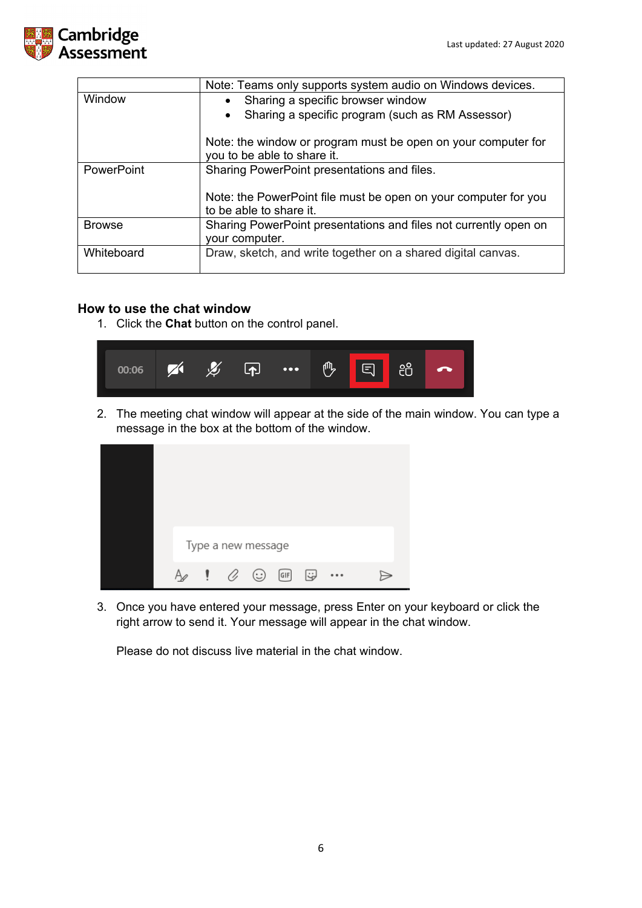|  | Note: Teams only supports system audio on Windows devices. |
| --- | --- |
| Window | • Sharing a specific browser window<br>• Sharing a specific program (such as RM Assessor)<br><br>Note: the window or program must be open on your computer for you to be able to share it. |
| PowerPoint | Sharing PowerPoint presentations and files.<br><br>Note: the PowerPoint file must be open on your computer for you to be able to share it. |
| Browse | Sharing PowerPoint presentations and files not currently open on your computer. |
| Whiteboard | Draw, sketch, and write together on a shared digital canvas. |

## How to use the chat window

1. Click the **Chat** button on the control panel.

2. The meeting chat window will appear at the side of the main window. You can type a message in the box at the bottom of the window.

3. Once you have entered your message, press Enter on your keyboard or click the right arrow to send it. Your message will appear in the chat window.

   Please do not discuss live material in the chat window.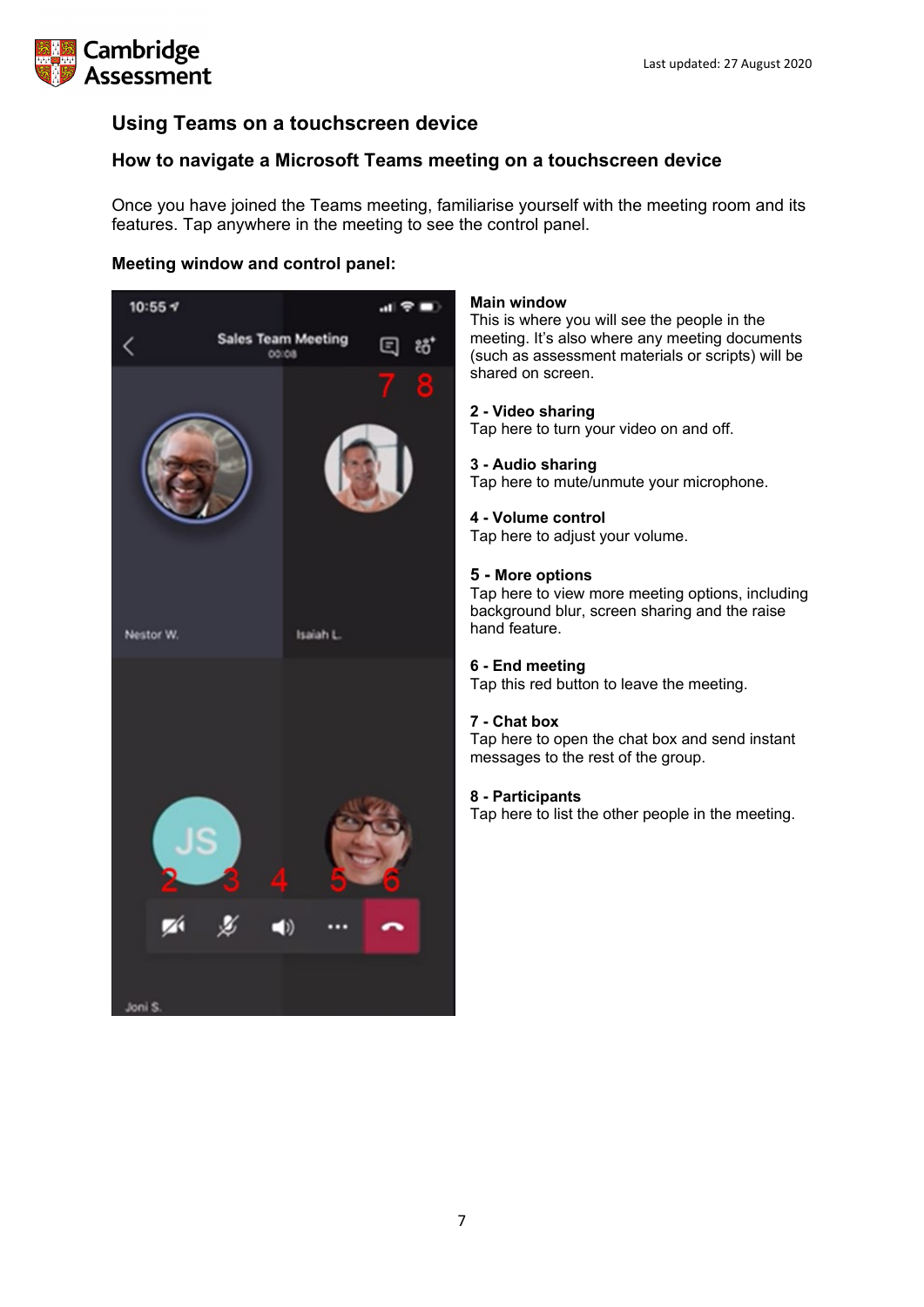## Using Teams on a touchscreen device

### How to navigate a Microsoft Teams meeting on a touchscreen device

Once you have joined the Teams meeting, familiarise yourself with the meeting room and its features. Tap anywhere in the meeting to see the control panel.

**Meeting window and control panel:**

**Main window**
This is where you will see the people in the meeting. It's also where any meeting documents (such as assessment materials or scripts) will be shared on screen.

**2 - Video sharing**
Tap here to turn your video on and off.

**3 - Audio sharing**
Tap here to mute/unmute your microphone.

**4 - Volume control**
Tap here to adjust your volume.

**5 - More options**
Tap here to view more meeting options, including background blur, screen sharing and the raise hand feature.

**6 - End meeting**
Tap this red button to leave the meeting.

**7 - Chat box**
Tap here to open the chat box and send instant messages to the rest of the group.

**8 - Participants**
Tap here to list the other people in the meeting.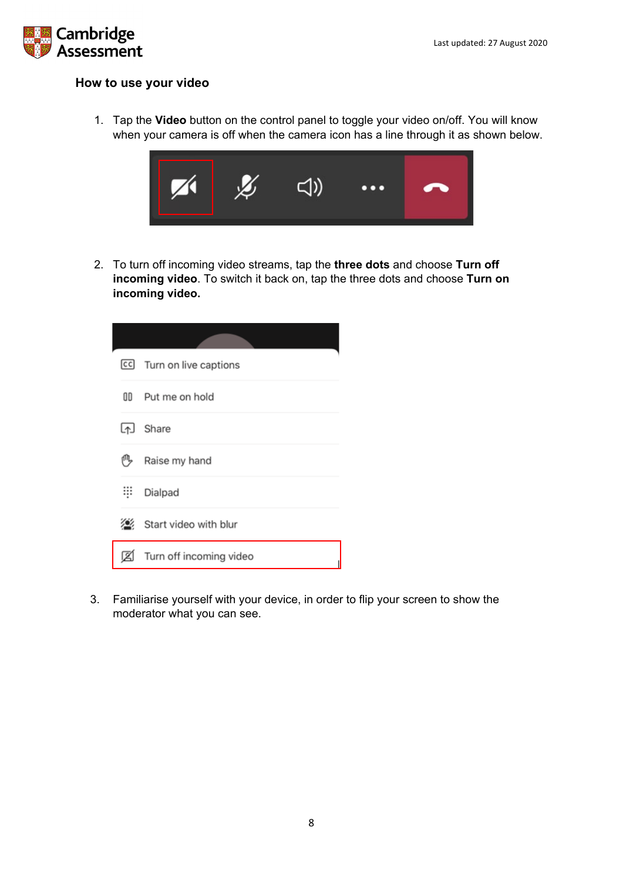### How to use your video

1. Tap the **Video** button on the control panel to toggle your video on/off. You will know when your camera is off when the camera icon has a line through it as shown below.

2. To turn off incoming video streams, tap the **three dots** and choose **Turn off incoming video**. To switch it back on, tap the three dots and choose **Turn on incoming video.**

3. Familiarise yourself with your device, in order to flip your screen to show the moderator what you can see.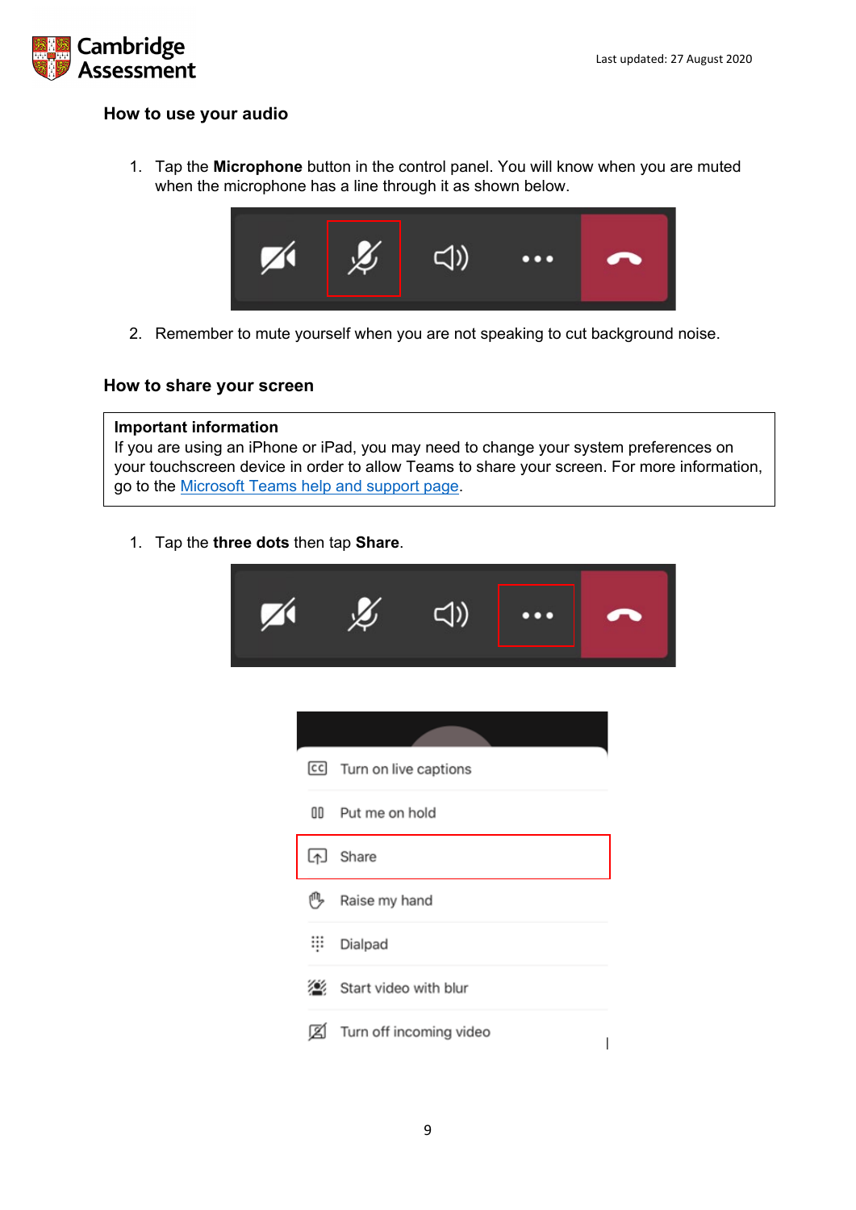## How to use your audio

1. Tap the **Microphone** button in the control panel. You will know when you are muted when the microphone has a line through it as shown below.

2. Remember to mute yourself when you are not speaking to cut background noise.

## How to share your screen

> **Important information**
> If you are using an iPhone or iPad, you may need to change your system preferences on your touchscreen device in order to allow Teams to share your screen. For more information, go to the [Microsoft Teams help and support page](Microsoft Teams help and support page).

1. Tap the **three dots** then tap **Share**.

- Turn on live captions
- Put me on hold
- Share
- Raise my hand
- Dialpad
- Start video with blur
- Turn off incoming video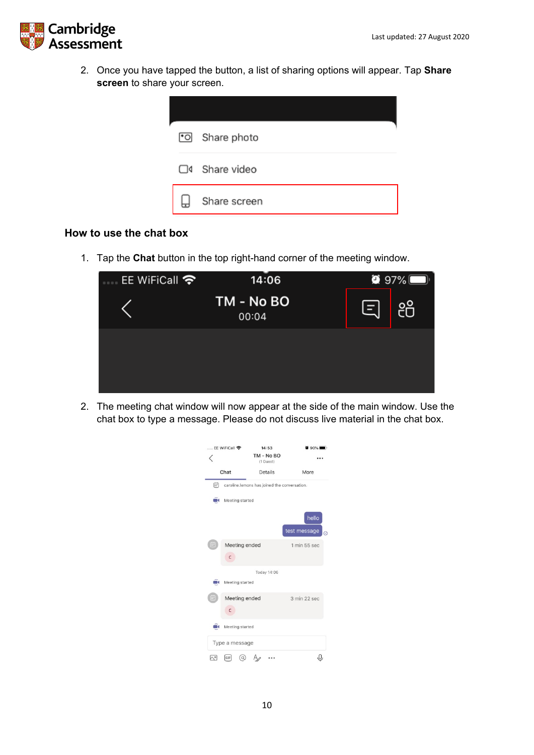2. Once you have tapped the button, a list of sharing options will appear. Tap **Share screen** to share your screen.

### How to use the chat box

1. Tap the **Chat** button in the top right-hand corner of the meeting window.

2. The meeting chat window will now appear at the side of the main window. Use the chat box to type a message. Please do not discuss live material in the chat box.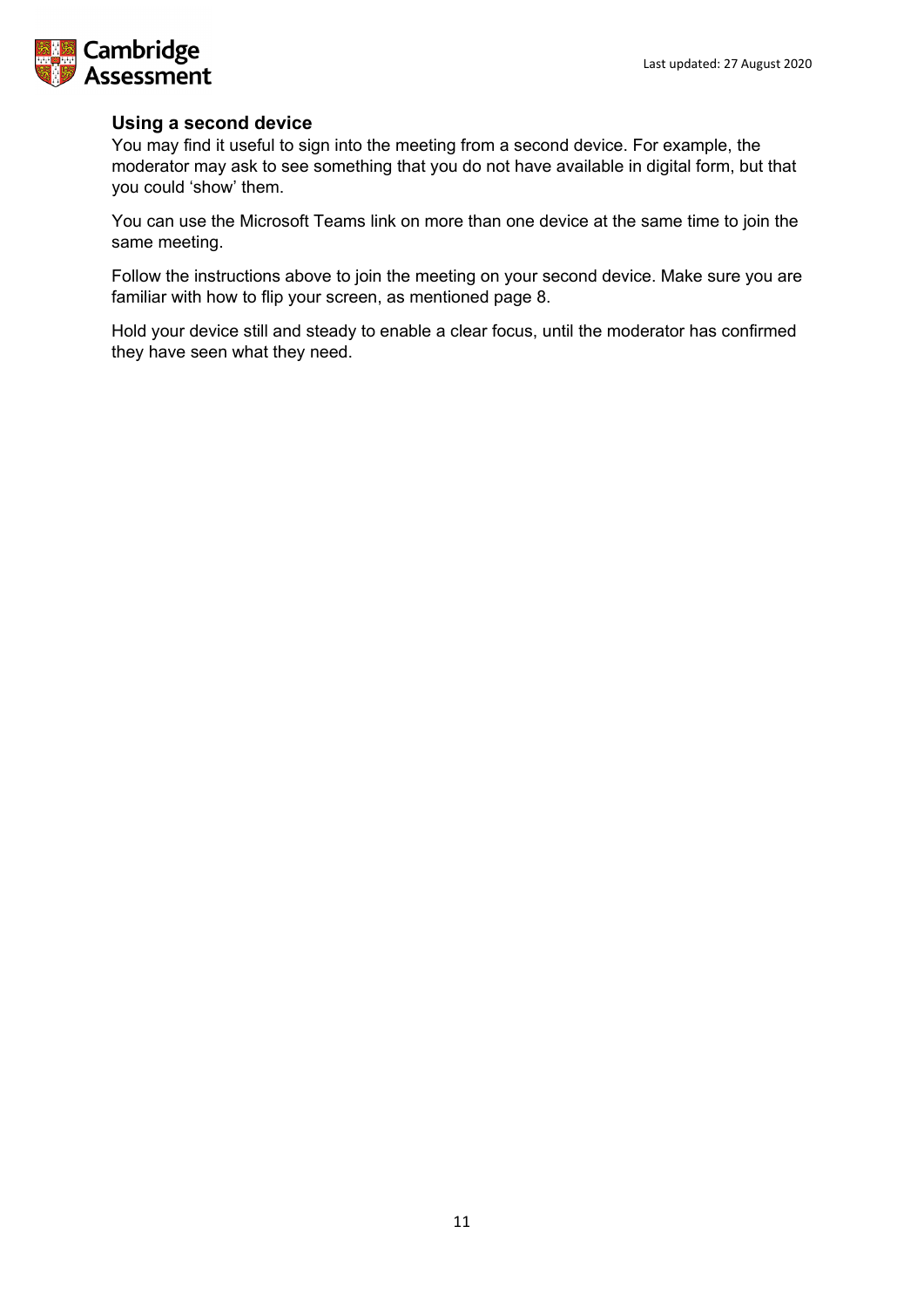### Using a second device

You may find it useful to sign into the meeting from a second device. For example, the moderator may ask to see something that you do not have available in digital form, but that you could 'show' them.

You can use the Microsoft Teams link on more than one device at the same time to join the same meeting.

Follow the instructions above to join the meeting on your second device. Make sure you are familiar with how to flip your screen, as mentioned page 8.

Hold your device still and steady to enable a clear focus, until the moderator has confirmed they have seen what they need.